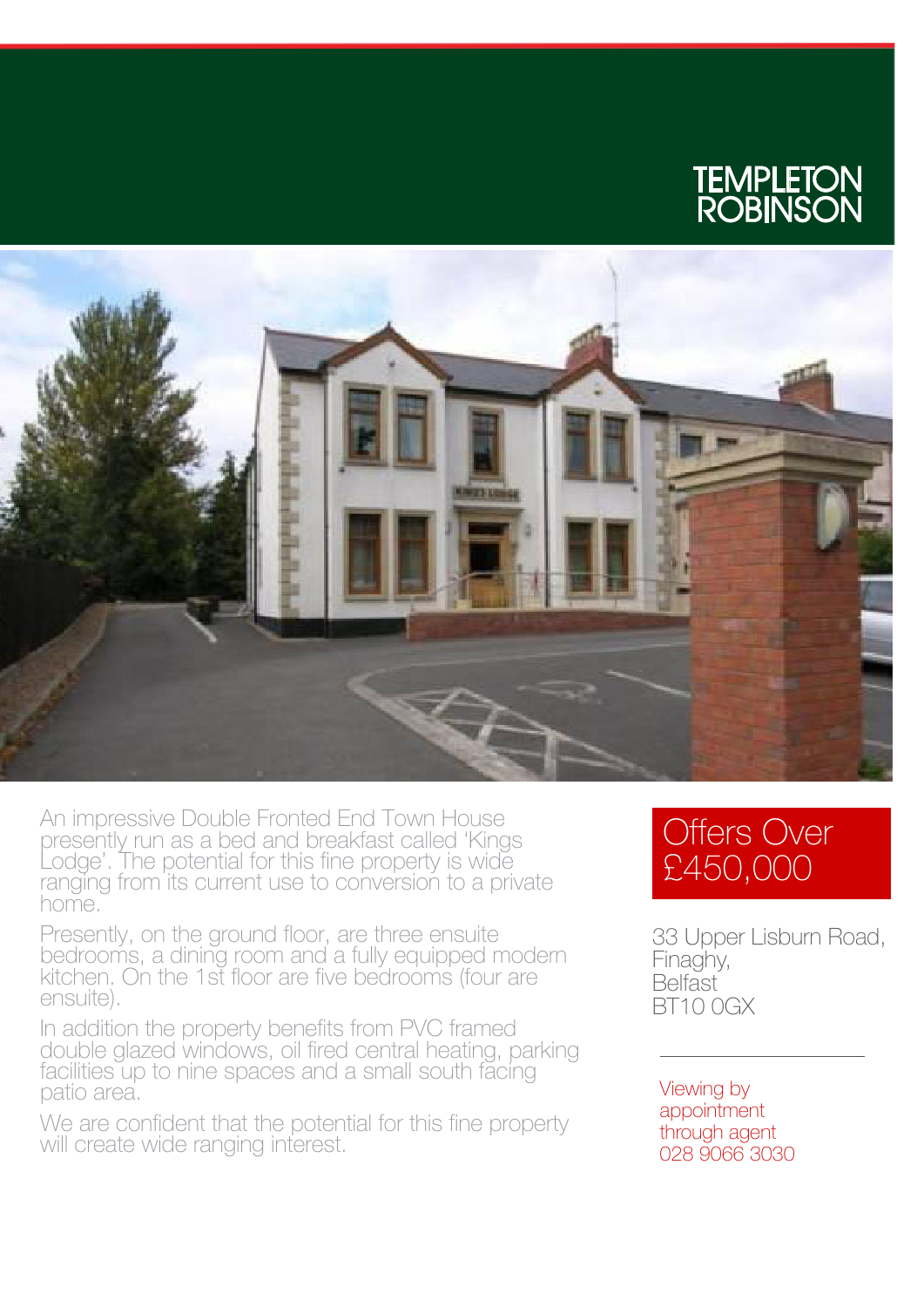# TEMPLETON ROBINSON

An impressive Double Fronted End Town House presently run as a bed and breakfast called 'Kings Lodge'. The potential for this fine property is wide ranging from its current use to conversion to a private home.

Presently, on the ground floor, are three ensuite bedrooms, a dining room and a fully equipped modern kitchen. On the 1st floor are five bedrooms (four are ensuite).

In addition the property benefits from PVC framed double glazed windows, oil fired central heating, parking facilities up to nine spaces and a small south facing patio area.

We are confident that the potential for this fine property will create wide ranging interest.

## Offers Over £450,000

33 Upper Lisburn Road,
Finaghy,
Belfast
BT10 0GX

Viewing by appointment through agent
028 9066 3030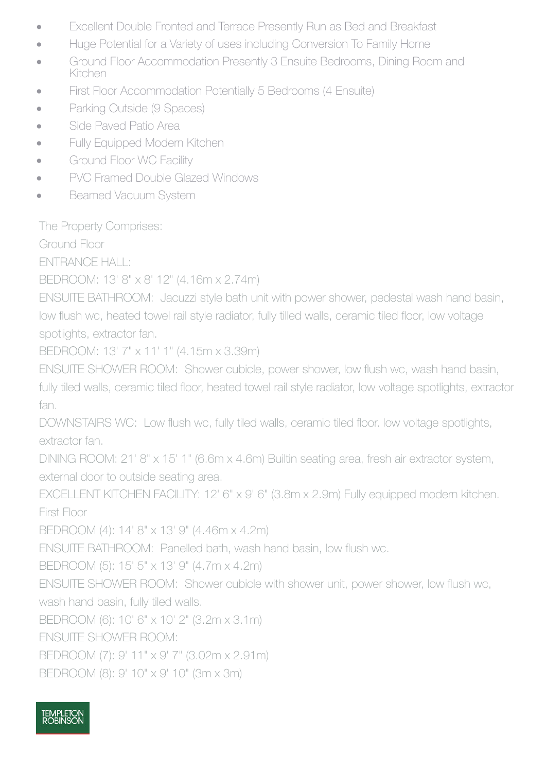- Excellent Double Fronted and Terrace Presently Run as Bed and Breakfast
- Huge Potential for a Variety of uses including Conversion To Family Home
- Ground Floor Accommodation Presently 3 Ensuite Bedrooms, Dining Room and Kitchen
- First Floor Accommodation Potentially 5 Bedrooms (4 Ensuite)
- Parking Outside (9 Spaces)
- Side Paved Patio Area
- Fully Equipped Modern Kitchen
- Ground Floor WC Facility
- PVC Framed Double Glazed Windows
- Beamed Vacuum System

The Property Comprises:

Ground Floor

ENTRANCE HALL:

BEDROOM: 13' 8" x 8' 12" (4.16m x 2.74m)

ENSUITE BATHROOM: Jacuzzi style bath unit with power shower, pedestal wash hand basin, low flush wc, heated towel rail style radiator, fully tilled walls, ceramic tiled floor, low voltage spotlights, extractor fan.

BEDROOM: 13' 7" x 11' 1" (4.15m x 3.39m)

ENSUITE SHOWER ROOM: Shower cubicle, power shower, low flush wc, wash hand basin, fully tiled walls, ceramic tiled floor, heated towel rail style radiator, low voltage spotlights, extractor fan.

DOWNSTAIRS WC: Low flush wc, fully tiled walls, ceramic tiled floor. low voltage spotlights, extractor fan.

DINING ROOM: 21' 8" x 15' 1" (6.6m x 4.6m) Builtin seating area, fresh air extractor system, external door to outside seating area.

EXCELLENT KITCHEN FACILITY: 12' 6" x 9' 6" (3.8m x 2.9m) Fully equipped modern kitchen.

First Floor

BEDROOM (4): 14' 8" x 13' 9" (4.46m x 4.2m)

ENSUITE BATHROOM: Panelled bath, wash hand basin, low flush wc.

BEDROOM (5): 15' 5" x 13' 9" (4.7m x 4.2m)

ENSUITE SHOWER ROOM: Shower cubicle with shower unit, power shower, low flush wc, wash hand basin, fully tiled walls.

BEDROOM (6): 10' 6" x 10' 2" (3.2m x 3.1m)

ENSUITE SHOWER ROOM:

BEDROOM (7): 9' 11" x 9' 7" (3.02m x 2.91m)

BEDROOM (8): 9' 10" x 9' 10" (3m x 3m)

TEMPLETON ROBINSON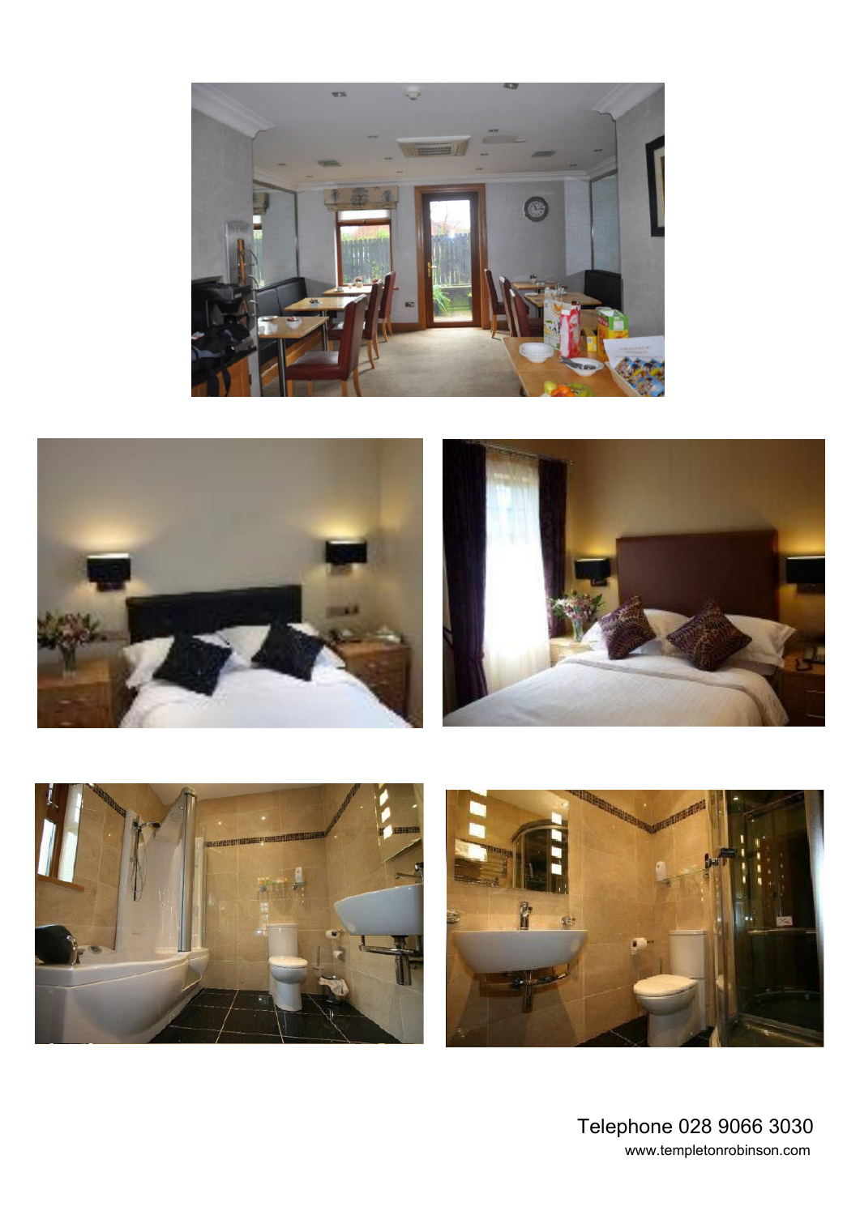Telephone 028 9066 3030
www.templetonrobinson.com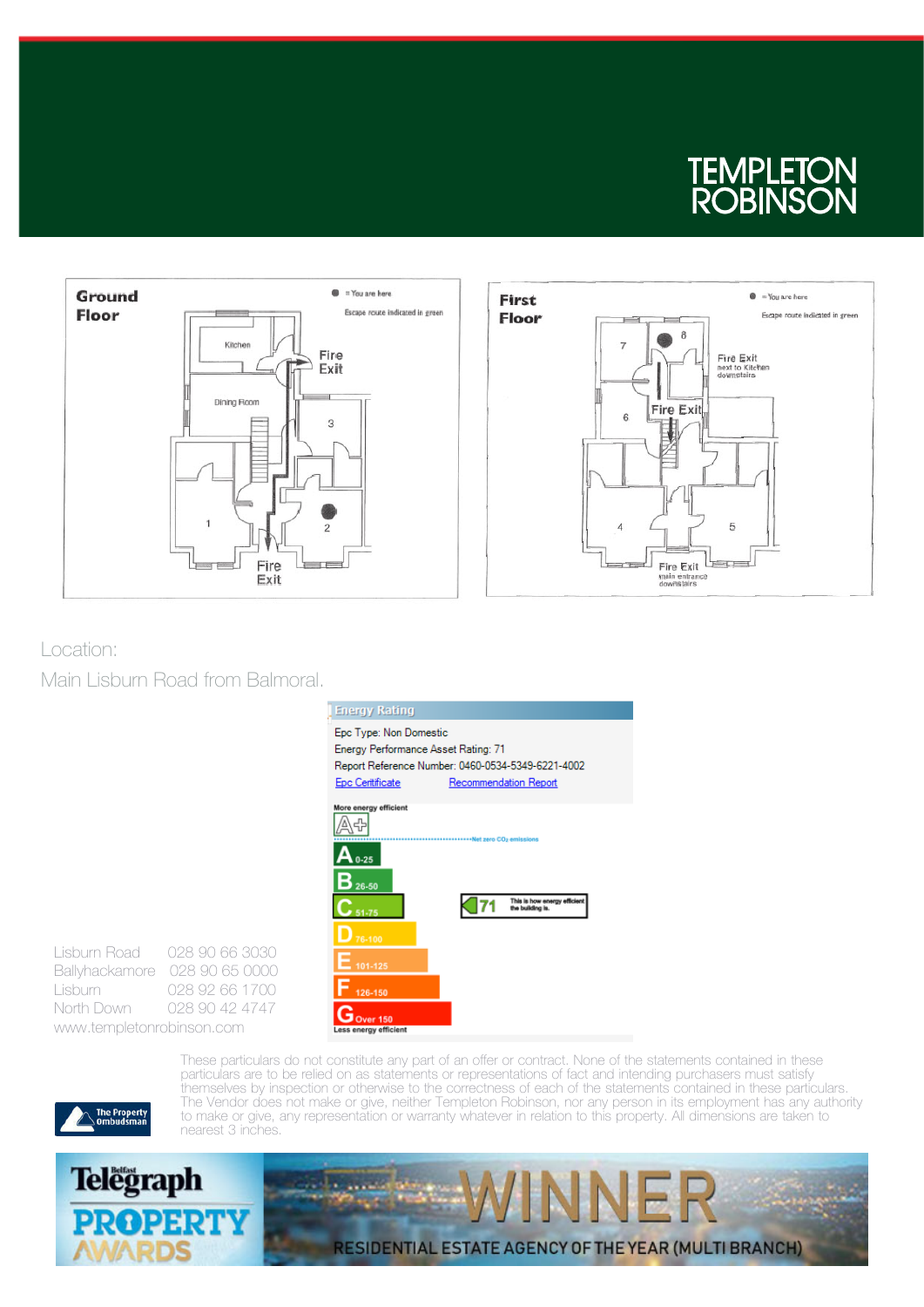TEMPLETON ROBINSON

**Ground Floor**

● = You are here

Escape route indicated in green

Kitchen

Dining Room

Fire Exit

3

1

2

Fire Exit

**First Floor**

● = You are here

Escape route indicated in green

7

8

Fire Exit next to Kitchen downstairs

6

Fire Exit

4

5

Fire Exit main entrance downstairs

Location:

Main Lisburn Road from Balmoral.

**Energy Rating**

Epc Type: Non Domestic

Energy Performance Asset Rating: 71

Report Reference Number: 0460-0534-5349-6221-4002

Epc Certificate Recommendation Report

More energy efficient

A+

Net zero $CO_2$ emissions

A 0-25

B 26-50

C 51-75

D 76-100

E 101-125

F 126-150

G Over 150

Less energy efficient

71 This is how energy efficient the building is.

| | |
|---|---|
| Lisburn Road | 028 90 66 3030 |
| Ballyhackamore | 028 90 65 0000 |
| Lisburn | 028 92 66 1700 |
| North Down | 028 90 42 4747 |

www.templetonrobinson.com

The Property Ombudsman

These particulars do not constitute any part of an offer or contract. None of the statements contained in these particulars are to be relied on as statements or representations of fact and intending purchasers must satisfy themselves by inspection or otherwise to the correctness of each of the statements contained in these particulars. The Vendor does not make or give, neither Templeton Robinson, nor any person in its employment has any authority to make or give, any representation or warranty whatever in relation to this property. All dimensions are taken to nearest 3 inches.

Belfast Telegraph PROPERTY AWARDS

WINNER

RESIDENTIAL ESTATE AGENCY OF THE YEAR (MULTI BRANCH)